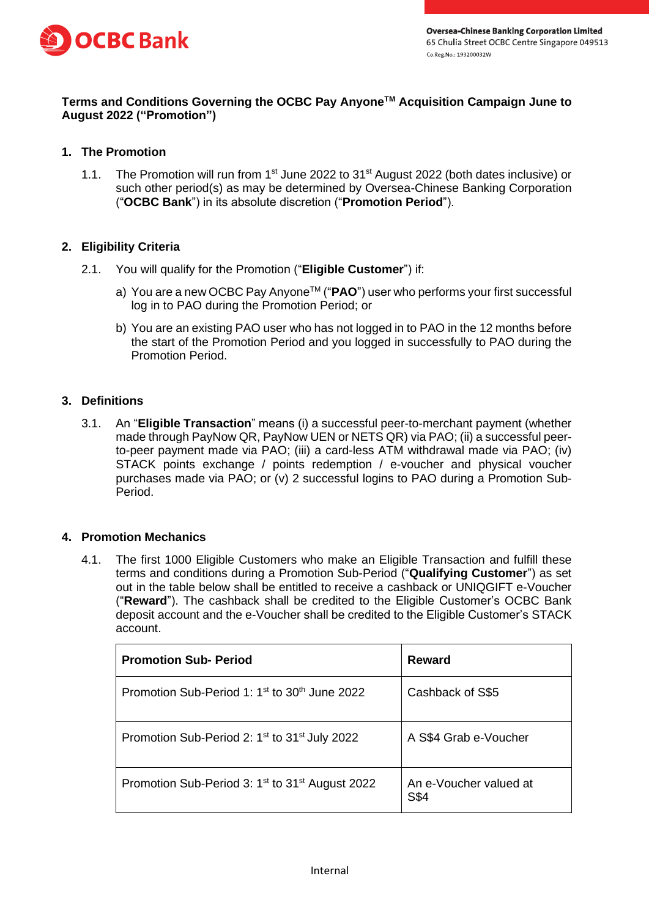OCBC Bank

**Oversea-Chinese Banking Corporation Limited**
65 Chulia Street OCBC Centre Singapore 049513
Co.Reg.No.: 193200032W

# Terms and Conditions Governing the OCBC Pay Anyone™ Acquisition Campaign June to August 2022 ("Promotion")

## 1. The Promotion

1.1. The Promotion will run from 1st June 2022 to 31st August 2022 (both dates inclusive) or such other period(s) as may be determined by Oversea-Chinese Banking Corporation ("**OCBC Bank**") in its absolute discretion ("**Promotion Period**").

## 2. Eligibility Criteria

2.1. You will qualify for the Promotion ("**Eligible Customer**") if:

a) You are a new OCBC Pay Anyone™ ("**PAO**") user who performs your first successful log in to PAO during the Promotion Period; or

b) You are an existing PAO user who has not logged in to PAO in the 12 months before the start of the Promotion Period and you logged in successfully to PAO during the Promotion Period.

## 3. Definitions

3.1. An "**Eligible Transaction**" means (i) a successful peer-to-merchant payment (whether made through PayNow QR, PayNow UEN or NETS QR) via PAO; (ii) a successful peer-to-peer payment made via PAO; (iii) a card-less ATM withdrawal made via PAO; (iv) STACK points exchange / points redemption / e-voucher and physical voucher purchases made via PAO; or (v) 2 successful logins to PAO during a Promotion Sub-Period.

## 4. Promotion Mechanics

4.1. The first 1000 Eligible Customers who make an Eligible Transaction and fulfill these terms and conditions during a Promotion Sub-Period ("**Qualifying Customer**") as set out in the table below shall be entitled to receive a cashback or UNIQGIFT e-Voucher ("**Reward**"). The cashback shall be credited to the Eligible Customer's OCBC Bank deposit account and the e-Voucher shall be credited to the Eligible Customer's STACK account.

| **Promotion Sub- Period** | **Reward** |
|---|---|
| Promotion Sub-Period 1: 1st to 30th June 2022 | Cashback of S$5 |
| Promotion Sub-Period 2: 1st to 31st July 2022 | A S$4 Grab e-Voucher |
| Promotion Sub-Period 3: 1st to 31st August 2022 | An e-Voucher valued at S$4 |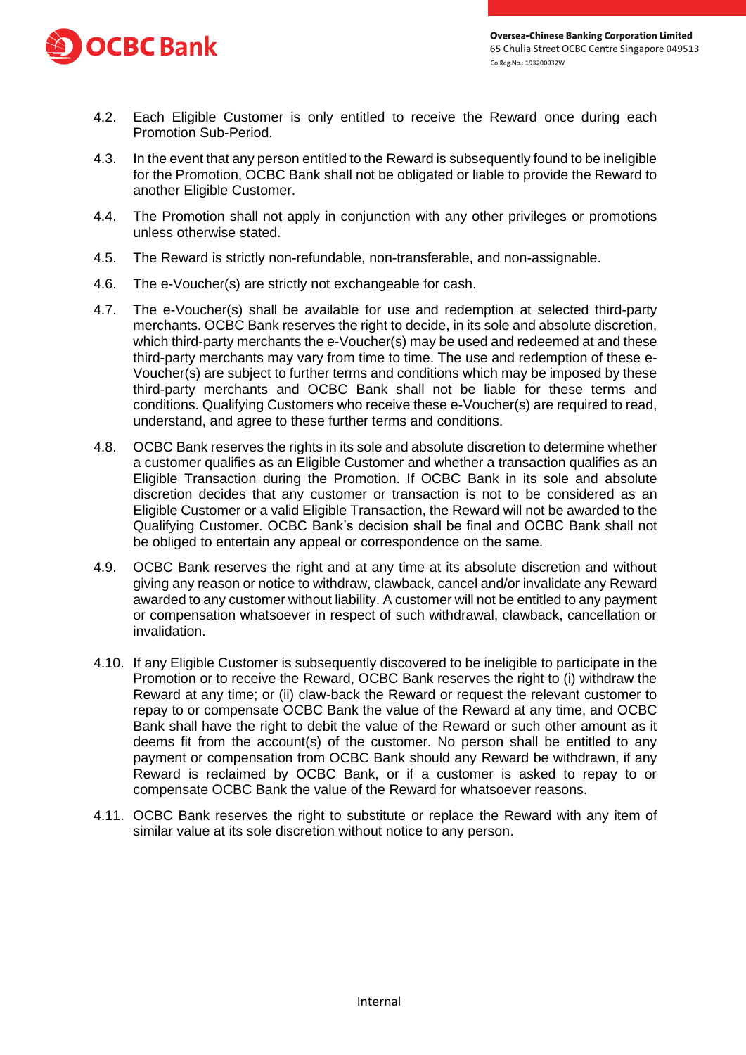4.2. Each Eligible Customer is only entitled to receive the Reward once during each Promotion Sub-Period.

4.3. In the event that any person entitled to the Reward is subsequently found to be ineligible for the Promotion, OCBC Bank shall not be obligated or liable to provide the Reward to another Eligible Customer.

4.4. The Promotion shall not apply in conjunction with any other privileges or promotions unless otherwise stated.

4.5. The Reward is strictly non-refundable, non-transferable, and non-assignable.

4.6. The e-Voucher(s) are strictly not exchangeable for cash.

4.7. The e-Voucher(s) shall be available for use and redemption at selected third-party merchants. OCBC Bank reserves the right to decide, in its sole and absolute discretion, which third-party merchants the e-Voucher(s) may be used and redeemed at and these third-party merchants may vary from time to time. The use and redemption of these e-Voucher(s) are subject to further terms and conditions which may be imposed by these third-party merchants and OCBC Bank shall not be liable for these terms and conditions. Qualifying Customers who receive these e-Voucher(s) are required to read, understand, and agree to these further terms and conditions.

4.8. OCBC Bank reserves the rights in its sole and absolute discretion to determine whether a customer qualifies as an Eligible Customer and whether a transaction qualifies as an Eligible Transaction during the Promotion. If OCBC Bank in its sole and absolute discretion decides that any customer or transaction is not to be considered as an Eligible Customer or a valid Eligible Transaction, the Reward will not be awarded to the Qualifying Customer. OCBC Bank's decision shall be final and OCBC Bank shall not be obliged to entertain any appeal or correspondence on the same.

4.9. OCBC Bank reserves the right and at any time at its absolute discretion and without giving any reason or notice to withdraw, clawback, cancel and/or invalidate any Reward awarded to any customer without liability. A customer will not be entitled to any payment or compensation whatsoever in respect of such withdrawal, clawback, cancellation or invalidation.

4.10. If any Eligible Customer is subsequently discovered to be ineligible to participate in the Promotion or to receive the Reward, OCBC Bank reserves the right to (i) withdraw the Reward at any time; or (ii) claw-back the Reward or request the relevant customer to repay to or compensate OCBC Bank the value of the Reward at any time, and OCBC Bank shall have the right to debit the value of the Reward or such other amount as it deems fit from the account(s) of the customer. No person shall be entitled to any payment or compensation from OCBC Bank should any Reward be withdrawn, if any Reward is reclaimed by OCBC Bank, or if a customer is asked to repay to or compensate OCBC Bank the value of the Reward for whatsoever reasons.

4.11. OCBC Bank reserves the right to substitute or replace the Reward with any item of similar value at its sole discretion without notice to any person.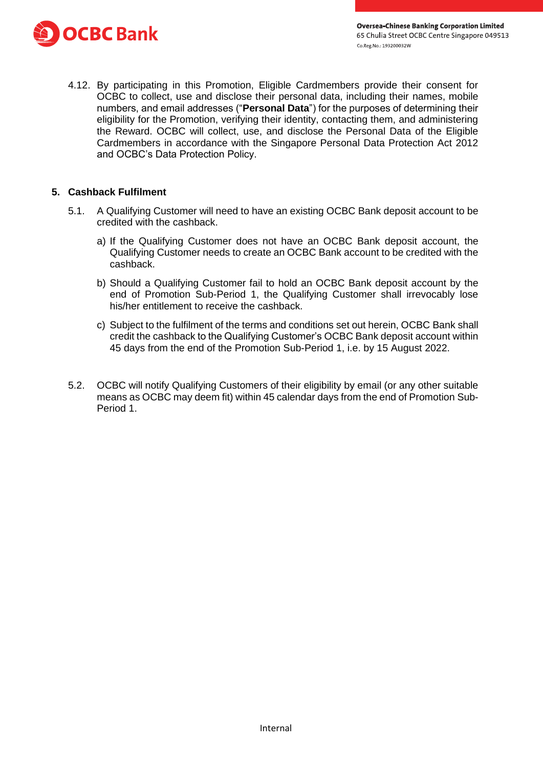4.12. By participating in this Promotion, Eligible Cardmembers provide their consent for OCBC to collect, use and disclose their personal data, including their names, mobile numbers, and email addresses ("**Personal Data**") for the purposes of determining their eligibility for the Promotion, verifying their identity, contacting them, and administering the Reward. OCBC will collect, use, and disclose the Personal Data of the Eligible Cardmembers in accordance with the Singapore Personal Data Protection Act 2012 and OCBC's Data Protection Policy.

## 5. Cashback Fulfilment

5.1. A Qualifying Customer will need to have an existing OCBC Bank deposit account to be credited with the cashback.

a) If the Qualifying Customer does not have an OCBC Bank deposit account, the Qualifying Customer needs to create an OCBC Bank account to be credited with the cashback.

b) Should a Qualifying Customer fail to hold an OCBC Bank deposit account by the end of Promotion Sub-Period 1, the Qualifying Customer shall irrevocably lose his/her entitlement to receive the cashback.

c) Subject to the fulfilment of the terms and conditions set out herein, OCBC Bank shall credit the cashback to the Qualifying Customer's OCBC Bank deposit account within 45 days from the end of the Promotion Sub-Period 1, i.e. by 15 August 2022.

5.2. OCBC will notify Qualifying Customers of their eligibility by email (or any other suitable means as OCBC may deem fit) within 45 calendar days from the end of Promotion Sub-Period 1.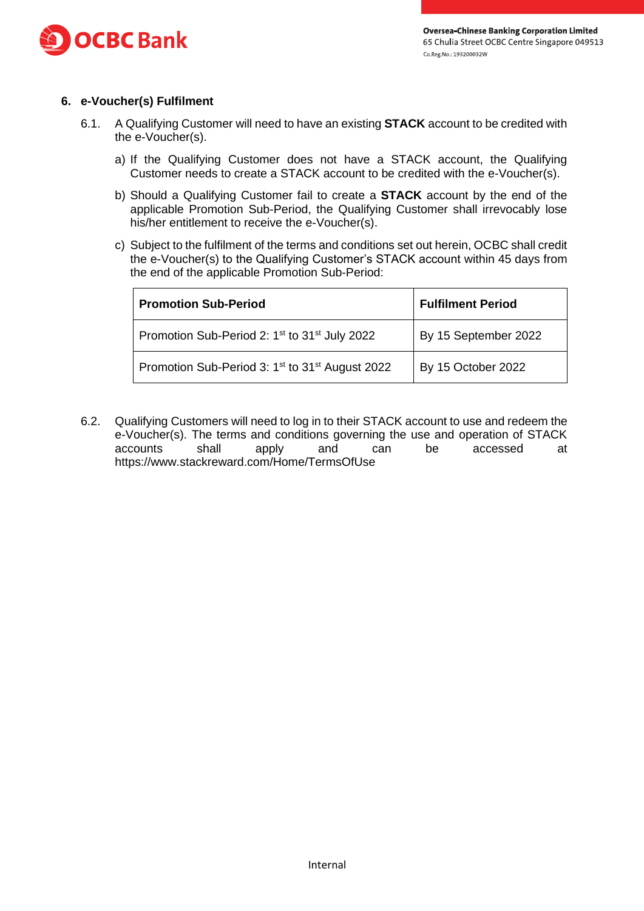## 6. e-Voucher(s) Fulfilment

6.1. A Qualifying Customer will need to have an existing **STACK** account to be credited with the e-Voucher(s).

a) If the Qualifying Customer does not have a STACK account, the Qualifying Customer needs to create a STACK account to be credited with the e-Voucher(s).

b) Should a Qualifying Customer fail to create a **STACK** account by the end of the applicable Promotion Sub-Period, the Qualifying Customer shall irrevocably lose his/her entitlement to receive the e-Voucher(s).

c) Subject to the fulfilment of the terms and conditions set out herein, OCBC shall credit the e-Voucher(s) to the Qualifying Customer's STACK account within 45 days from the end of the applicable Promotion Sub-Period:

| Promotion Sub-Period | Fulfilment Period |
|---|---|
| Promotion Sub-Period 2: 1st to 31st July 2022 | By 15 September 2022 |
| Promotion Sub-Period 3: 1st to 31st August 2022 | By 15 October 2022 |

6.2. Qualifying Customers will need to log in to their STACK account to use and redeem the e-Voucher(s). The terms and conditions governing the use and operation of STACK accounts shall apply and can be accessed at https://www.stackreward.com/Home/TermsOfUse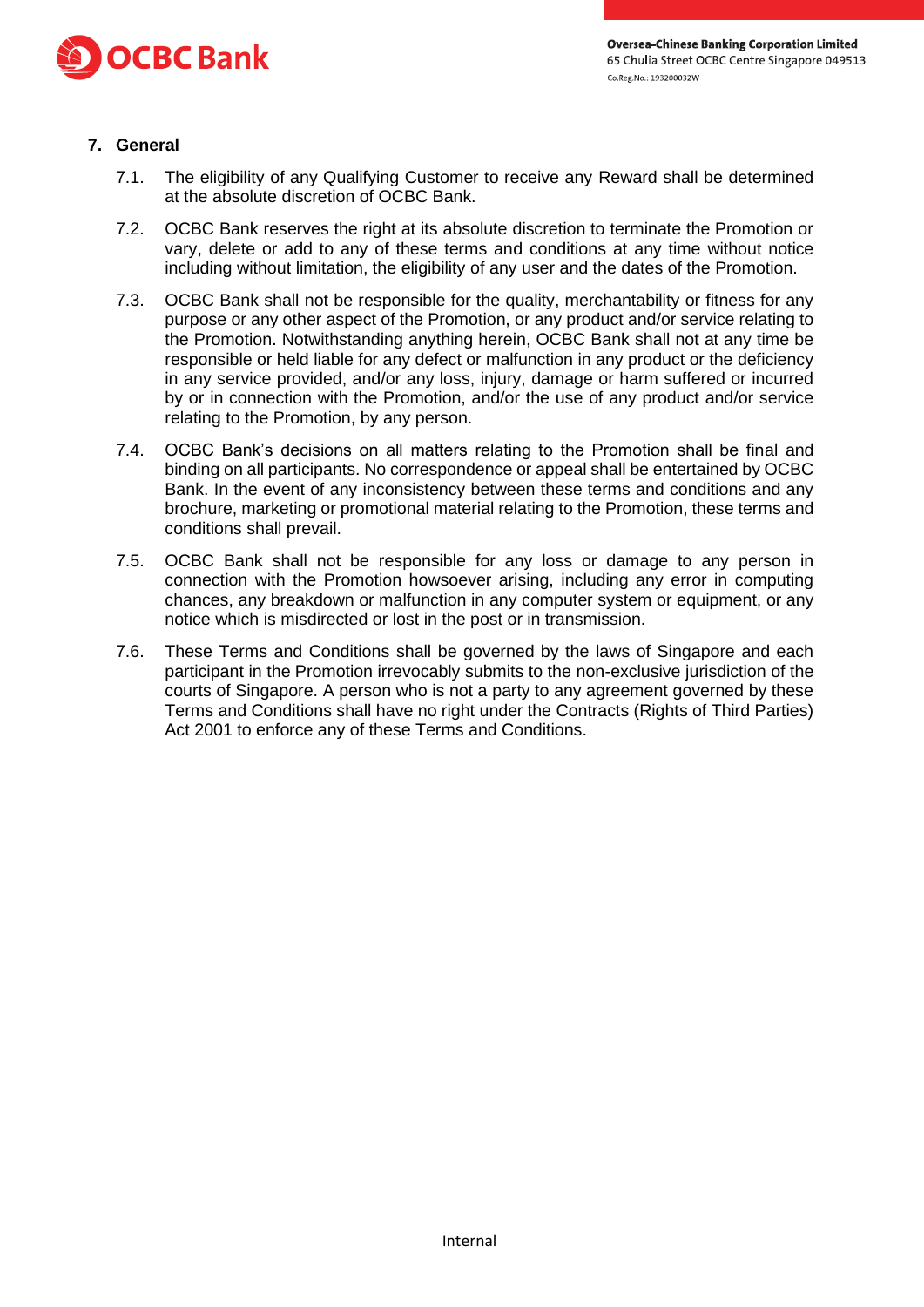## 7. General

7.1. The eligibility of any Qualifying Customer to receive any Reward shall be determined at the absolute discretion of OCBC Bank.

7.2. OCBC Bank reserves the right at its absolute discretion to terminate the Promotion or vary, delete or add to any of these terms and conditions at any time without notice including without limitation, the eligibility of any user and the dates of the Promotion.

7.3. OCBC Bank shall not be responsible for the quality, merchantability or fitness for any purpose or any other aspect of the Promotion, or any product and/or service relating to the Promotion. Notwithstanding anything herein, OCBC Bank shall not at any time be responsible or held liable for any defect or malfunction in any product or the deficiency in any service provided, and/or any loss, injury, damage or harm suffered or incurred by or in connection with the Promotion, and/or the use of any product and/or service relating to the Promotion, by any person.

7.4. OCBC Bank's decisions on all matters relating to the Promotion shall be final and binding on all participants. No correspondence or appeal shall be entertained by OCBC Bank. In the event of any inconsistency between these terms and conditions and any brochure, marketing or promotional material relating to the Promotion, these terms and conditions shall prevail.

7.5. OCBC Bank shall not be responsible for any loss or damage to any person in connection with the Promotion howsoever arising, including any error in computing chances, any breakdown or malfunction in any computer system or equipment, or any notice which is misdirected or lost in the post or in transmission.

7.6. These Terms and Conditions shall be governed by the laws of Singapore and each participant in the Promotion irrevocably submits to the non-exclusive jurisdiction of the courts of Singapore. A person who is not a party to any agreement governed by these Terms and Conditions shall have no right under the Contracts (Rights of Third Parties) Act 2001 to enforce any of these Terms and Conditions.